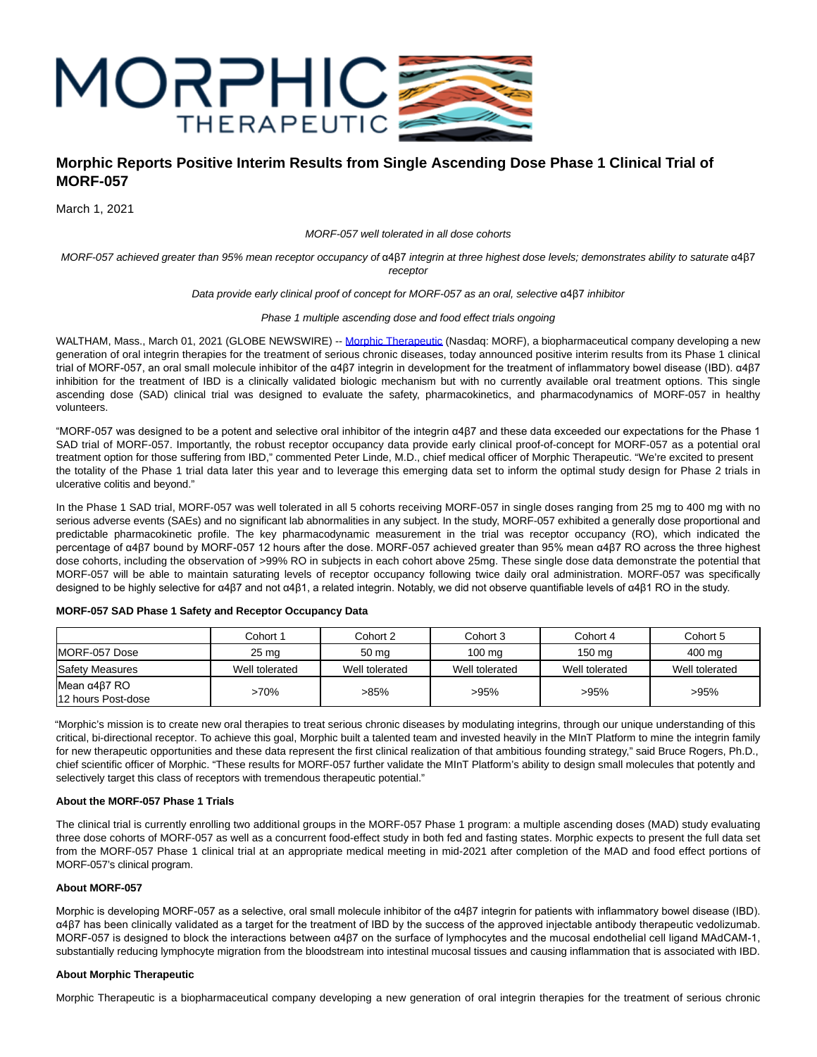# Morphic Reports Positive Interim Results from Single Ascending Dose Phase 1 Clinical Trial of MORF-057

March 1, 2021

*MORF-057 well tolerated in all dose cohorts*

*MORF-057 achieved greater than 95% mean receptor occupancy of α4β7 integrin at three highest dose levels; demonstrates ability to saturate α4β7 receptor*

*Data provide early clinical proof of concept for MORF-057 as an oral, selective α4β7 inhibitor*

*Phase 1 multiple ascending dose and food effect trials ongoing*

WALTHAM, Mass., March 01, 2021 (GLOBE NEWSWIRE) -- Morphic Therapeutic (Nasdaq: MORF), a biopharmaceutical company developing a new generation of oral integrin therapies for the treatment of serious chronic diseases, today announced positive interim results from its Phase 1 clinical trial of MORF-057, an oral small molecule inhibitor of the α4β7 integrin in development for the treatment of inflammatory bowel disease (IBD). α4β7 inhibition for the treatment of IBD is a clinically validated biologic mechanism but with no currently available oral treatment options. This single ascending dose (SAD) clinical trial was designed to evaluate the safety, pharmacokinetics, and pharmacodynamics of MORF-057 in healthy volunteers.

"MORF-057 was designed to be a potent and selective oral inhibitor of the integrin α4β7 and these data exceeded our expectations for the Phase 1 SAD trial of MORF-057. Importantly, the robust receptor occupancy data provide early clinical proof-of-concept for MORF-057 as a potential oral treatment option for those suffering from IBD," commented Peter Linde, M.D., chief medical officer of Morphic Therapeutic. "We're excited to present the totality of the Phase 1 trial data later this year and to leverage this emerging data set to inform the optimal study design for Phase 2 trials in ulcerative colitis and beyond."

In the Phase 1 SAD trial, MORF-057 was well tolerated in all 5 cohorts receiving MORF-057 in single doses ranging from 25 mg to 400 mg with no serious adverse events (SAEs) and no significant lab abnormalities in any subject. In the study, MORF-057 exhibited a generally dose proportional and predictable pharmacokinetic profile. The key pharmacodynamic measurement in the trial was receptor occupancy (RO), which indicated the percentage of α4β7 bound by MORF-057 12 hours after the dose. MORF-057 achieved greater than 95% mean α4β7 RO across the three highest dose cohorts, including the observation of >99% RO in subjects in each cohort above 25mg. These single dose data demonstrate the potential that MORF-057 will be able to maintain saturating levels of receptor occupancy following twice daily oral administration. MORF-057 was specifically designed to be highly selective for α4β7 and not α4β1, a related integrin. Notably, we did not observe quantifiable levels of α4β1 RO in the study.

**MORF-057 SAD Phase 1 Safety and Receptor Occupancy Data**

| | Cohort 1 | Cohort 2 | Cohort 3 | Cohort 4 | Cohort 5 |
|---|---|---|---|---|---|
| MORF-057 Dose | 25 mg | 50 mg | 100 mg | 150 mg | 400 mg |
| Safety Measures | Well tolerated | Well tolerated | Well tolerated | Well tolerated | Well tolerated |
| Mean α4β7 RO 12 hours Post-dose | >70% | >85% | >95% | >95% | >95% |

"Morphic's mission is to create new oral therapies to treat serious chronic diseases by modulating integrins, through our unique understanding of this critical, bi-directional receptor. To achieve this goal, Morphic built a talented team and invested heavily in the MInT Platform to mine the integrin family for new therapeutic opportunities and these data represent the first clinical realization of that ambitious founding strategy," said Bruce Rogers, Ph.D., chief scientific officer of Morphic. "These results for MORF-057 further validate the MInT Platform's ability to design small molecules that potently and selectively target this class of receptors with tremendous therapeutic potential."

**About the MORF-057 Phase 1 Trials**

The clinical trial is currently enrolling two additional groups in the MORF-057 Phase 1 program: a multiple ascending doses (MAD) study evaluating three dose cohorts of MORF-057 as well as a concurrent food-effect study in both fed and fasting states. Morphic expects to present the full data set from the MORF-057 Phase 1 clinical trial at an appropriate medical meeting in mid-2021 after completion of the MAD and food effect portions of MORF-057's clinical program.

**About MORF-057**

Morphic is developing MORF-057 as a selective, oral small molecule inhibitor of the α4β7 integrin for patients with inflammatory bowel disease (IBD). α4β7 has been clinically validated as a target for the treatment of IBD by the success of the approved injectable antibody therapeutic vedolizumab. MORF-057 is designed to block the interactions between α4β7 on the surface of lymphocytes and the mucosal endothelial cell ligand MAdCAM-1, substantially reducing lymphocyte migration from the bloodstream into intestinal mucosal tissues and causing inflammation that is associated with IBD.

**About Morphic Therapeutic**

Morphic Therapeutic is a biopharmaceutical company developing a new generation of oral integrin therapies for the treatment of serious chronic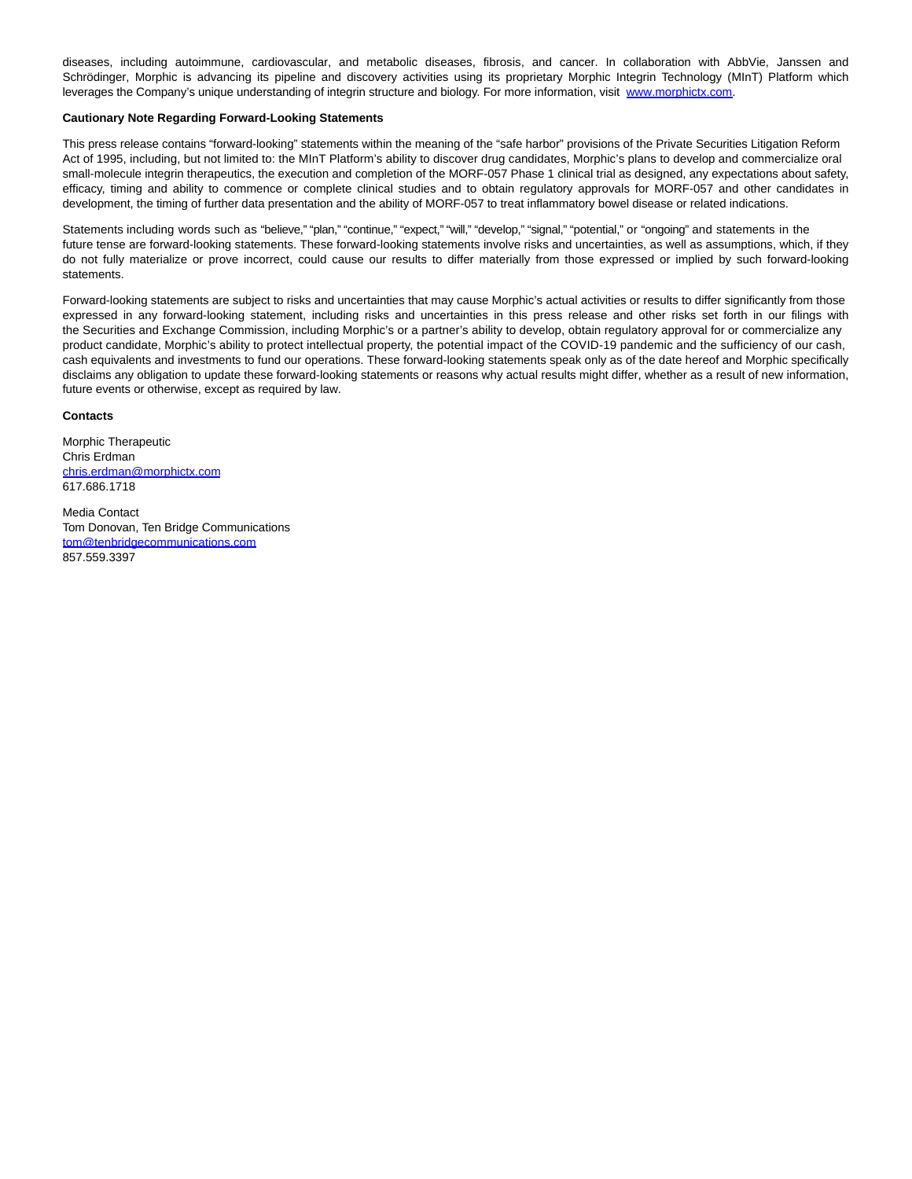diseases, including autoimmune, cardiovascular, and metabolic diseases, fibrosis, and cancer. In collaboration with AbbVie, Janssen and Schrödinger, Morphic is advancing its pipeline and discovery activities using its proprietary Morphic Integrin Technology (MInT) Platform which leverages the Company's unique understanding of integrin structure and biology. For more information, visit www.morphictx.com.

**Cautionary Note Regarding Forward-Looking Statements**

This press release contains "forward-looking" statements within the meaning of the "safe harbor" provisions of the Private Securities Litigation Reform Act of 1995, including, but not limited to: the MInT Platform's ability to discover drug candidates, Morphic's plans to develop and commercialize oral small-molecule integrin therapeutics, the execution and completion of the MORF-057 Phase 1 clinical trial as designed, any expectations about safety, efficacy, timing and ability to commence or complete clinical studies and to obtain regulatory approvals for MORF-057 and other candidates in development, the timing of further data presentation and the ability of MORF-057 to treat inflammatory bowel disease or related indications.

Statements including words such as "believe," "plan," "continue," "expect," "will," "develop," "signal," "potential," or "ongoing" and statements in the future tense are forward-looking statements. These forward-looking statements involve risks and uncertainties, as well as assumptions, which, if they do not fully materialize or prove incorrect, could cause our results to differ materially from those expressed or implied by such forward-looking statements.

Forward-looking statements are subject to risks and uncertainties that may cause Morphic's actual activities or results to differ significantly from those expressed in any forward-looking statement, including risks and uncertainties in this press release and other risks set forth in our filings with the Securities and Exchange Commission, including Morphic's or a partner's ability to develop, obtain regulatory approval for or commercialize any product candidate, Morphic's ability to protect intellectual property, the potential impact of the COVID-19 pandemic and the sufficiency of our cash, cash equivalents and investments to fund our operations. These forward-looking statements speak only as of the date hereof and Morphic specifically disclaims any obligation to update these forward-looking statements or reasons why actual results might differ, whether as a result of new information, future events or otherwise, except as required by law.

**Contacts**

Morphic Therapeutic
Chris Erdman
chris.erdman@morphictx.com
617.686.1718

Media Contact
Tom Donovan, Ten Bridge Communications
tom@tenbridgecommunications.com
857.559.3397